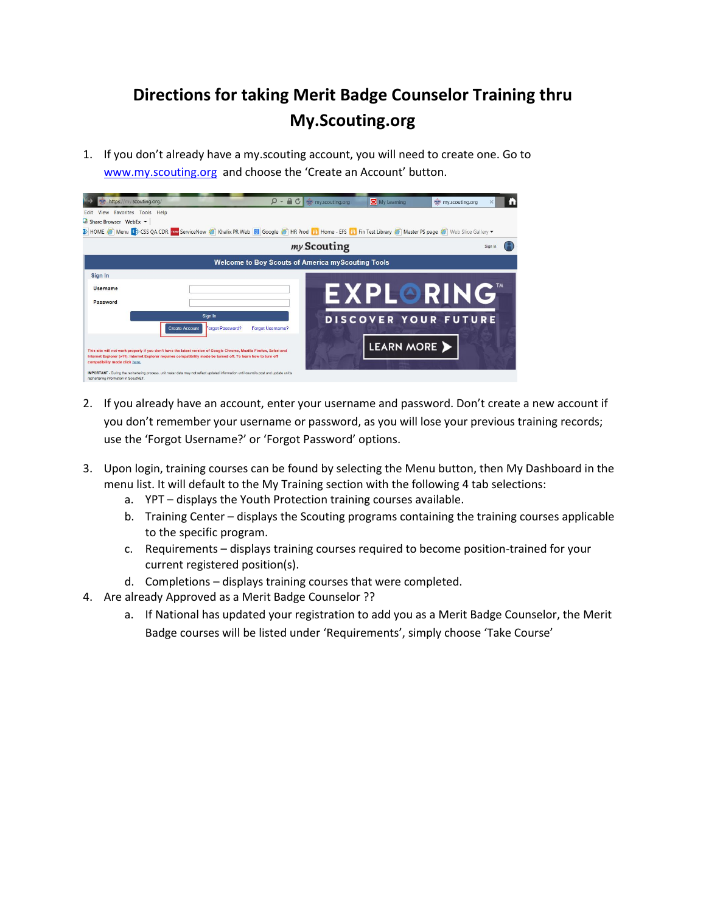# Directions for taking Merit Badge Counselor Training thru My.Scouting.org

1. If you don't already have a my.scouting account, you will need to create one. Go to www.my.scouting.org and choose the 'Create an Account' button.

2. If you already have an account, enter your username and password. Don't create a new account if you don't remember your username or password, as you will lose your previous training records; use the 'Forgot Username?' or 'Forgot Password' options.

3. Upon login, training courses can be found by selecting the Menu button, then My Dashboard in the menu list. It will default to the My Training section with the following 4 tab selections:
   a. YPT – displays the Youth Protection training courses available.
   b. Training Center – displays the Scouting programs containing the training courses applicable to the specific program.
   c. Requirements – displays training courses required to become position-trained for your current registered position(s).
   d. Completions – displays training courses that were completed.

4. Are already Approved as a Merit Badge Counselor ??
   a. If National has updated your registration to add you as a Merit Badge Counselor, the Merit Badge courses will be listed under 'Requirements', simply choose 'Take Course'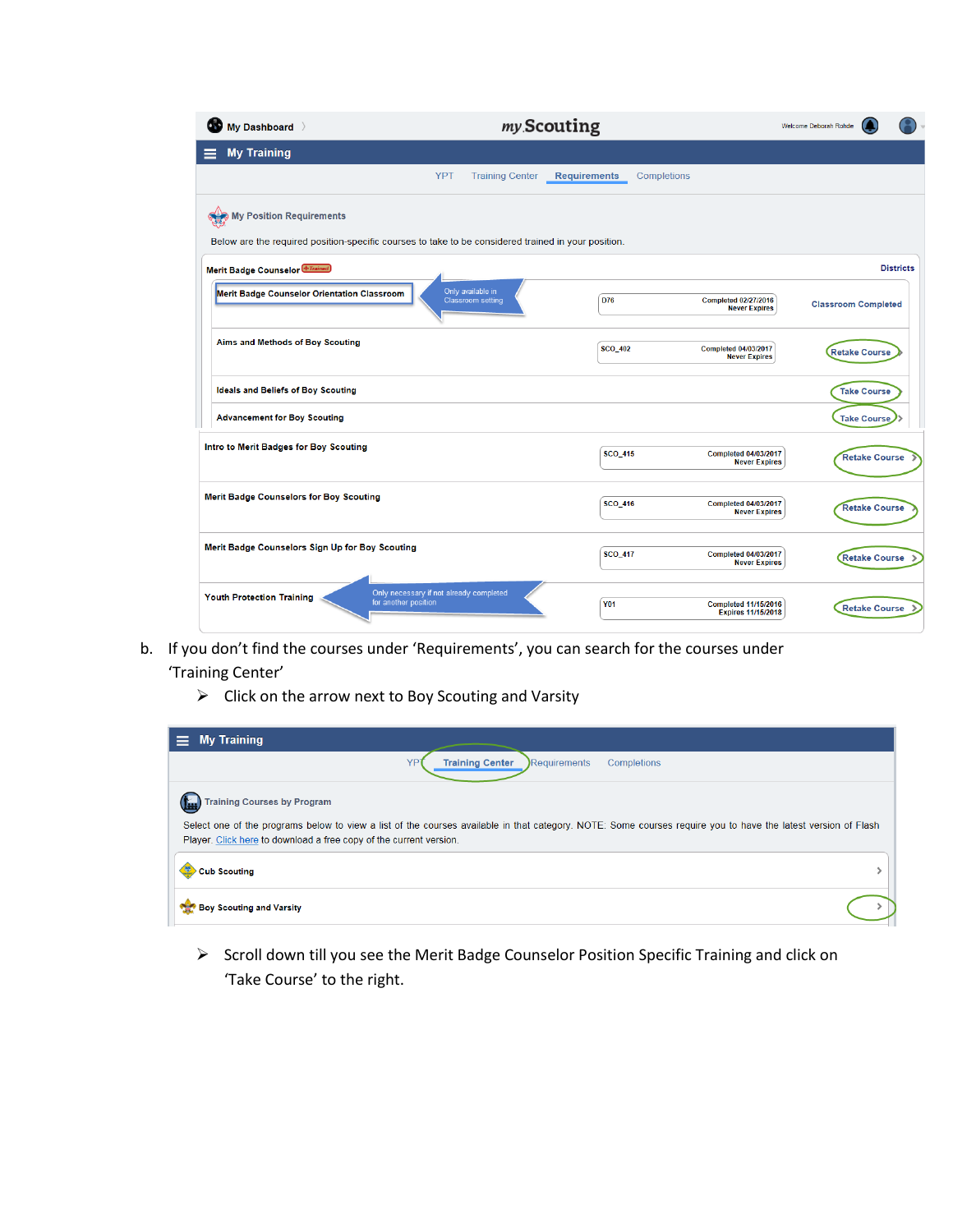My Dashboard

*my*Scouting

Welcome Deborah Rohde

**My Training**

YPT | Training Center | **Requirements** | Completions

**My Position Requirements**

Below are the required position-specific courses to take to be considered trained in your position.

**Merit Badge Counselor** (Trained) — Districts

| Course | Code | Status | Action |
| --- | --- | --- | --- |
| Merit Badge Counselor Orientation Classroom (Only available in Classroom setting) | D76 | Completed 02/27/2016 Never Expires | Classroom Completed |
| Aims and Methods of Boy Scouting | SCO_402 | Completed 04/03/2017 Never Expires | Retake Course |
| Ideals and Beliefs of Boy Scouting | | | Take Course |
| Advancement for Boy Scouting | | | Take Course |
| Intro to Merit Badges for Boy Scouting | SCO_415 | Completed 04/03/2017 Never Expires | Retake Course |
| Merit Badge Counselors for Boy Scouting | SCO_416 | Completed 04/03/2017 Never Expires | Retake Course |
| Merit Badge Counselors Sign Up for Boy Scouting | SCO_417 | Completed 04/03/2017 Never Expires | Retake Course |
| Youth Protection Training (Only necessary if not already completed for another position) | Y01 | Completed 11/15/2016 Expires 11/15/2018 | Retake Course |

b. If you don't find the courses under 'Requirements', you can search for the courses under 'Training Center'

- ➢ Click on the arrow next to Boy Scouting and Varsity

**My Training**

YPT | **Training Center** | Requirements | Completions

**Training Courses by Program**

Select one of the programs below to view a list of the courses available in that category. NOTE: Some courses require you to have the latest version of Flash Player. Click here to download a free copy of the current version.

- Cub Scouting >
- Boy Scouting and Varsity >

- ➢ Scroll down till you see the Merit Badge Counselor Position Specific Training and click on 'Take Course' to the right.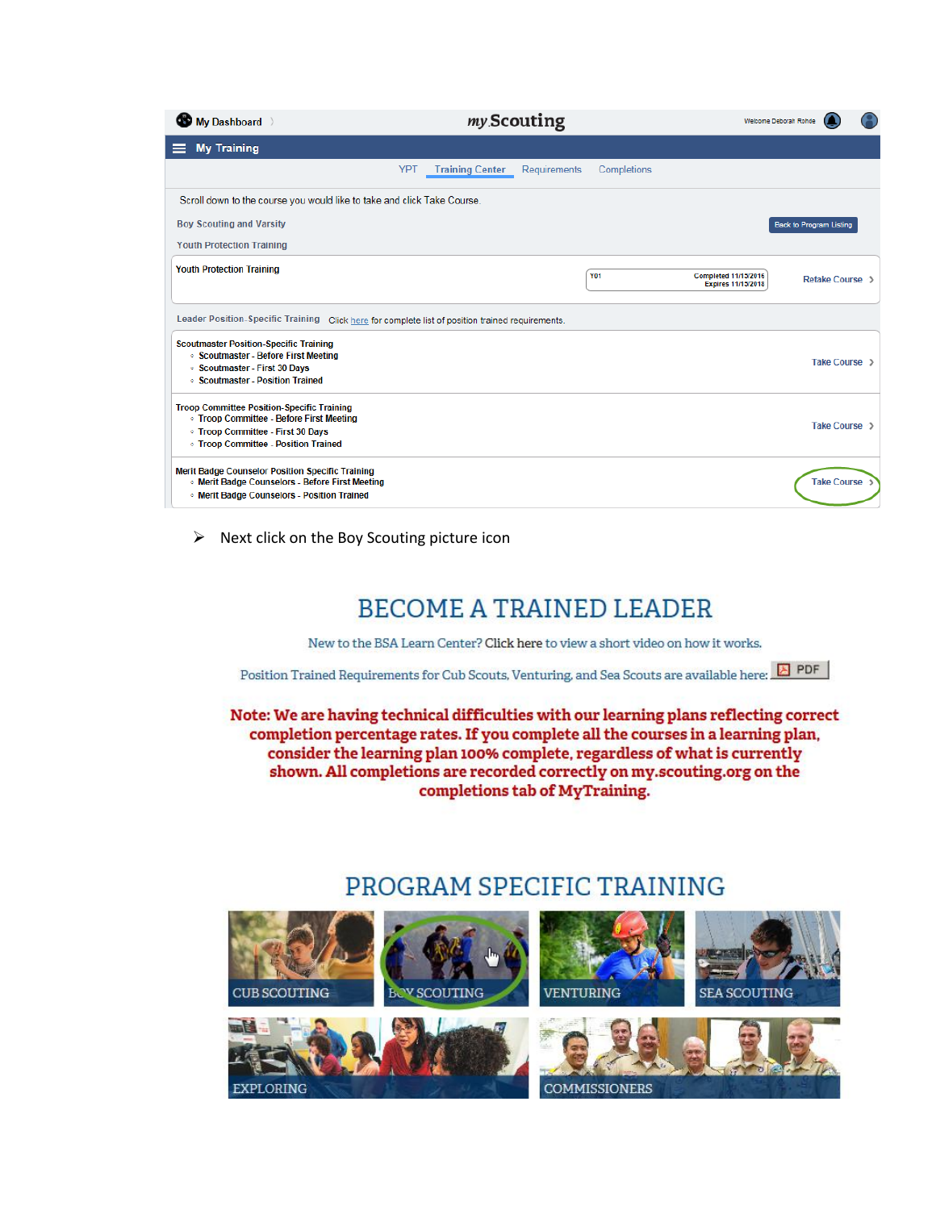My Dashboard

*my* Scouting

Welcome Deborah Rohde

## My Training

YPT | Training Center | Requirements | Completions

Scroll down to the course you would like to take and click Take Course.

Boy Scouting and Varsity

Back to Program Listing

Youth Protection Training

**Youth Protection Training**

Y01 — Completed 11/13/2016 Expires 11/13/2018

Retake Course >

Leader Position-Specific Training — Click here for complete list of position trained requirements.

**Scoutmaster Position-Specific Training**

- Scoutmaster - Before First Meeting
- Scoutmaster - First 30 Days
- Scoutmaster - Position Trained

Take Course >

**Troop Committee Position-Specific Training**

- Troop Committee - Before First Meeting
- Troop Committee - First 30 Days
- Troop Committee - Position Trained

Take Course >

**Merit Badge Counselor Position Specific Training**

- Merit Badge Counselors - Before First Meeting
- Merit Badge Counselors - Position Trained

Take Course >

- Next click on the Boy Scouting picture icon

# BECOME A TRAINED LEADER

New to the BSA Learn Center? Click here to view a short video on how it works.

Position Trained Requirements for Cub Scouts, Venturing, and Sea Scouts are available here: PDF

**Note: We are having technical difficulties with our learning plans reflecting correct completion percentage rates. If you complete all the courses in a learning plan, consider the learning plan 100% complete, regardless of what is currently shown. All completions are recorded correctly on my.scouting.org on the completions tab of MyTraining.**

# PROGRAM SPECIFIC TRAINING

CUB SCOUTING | BOY SCOUTING | VENTURING | SEA SCOUTING

EXPLORING | COMMISSIONERS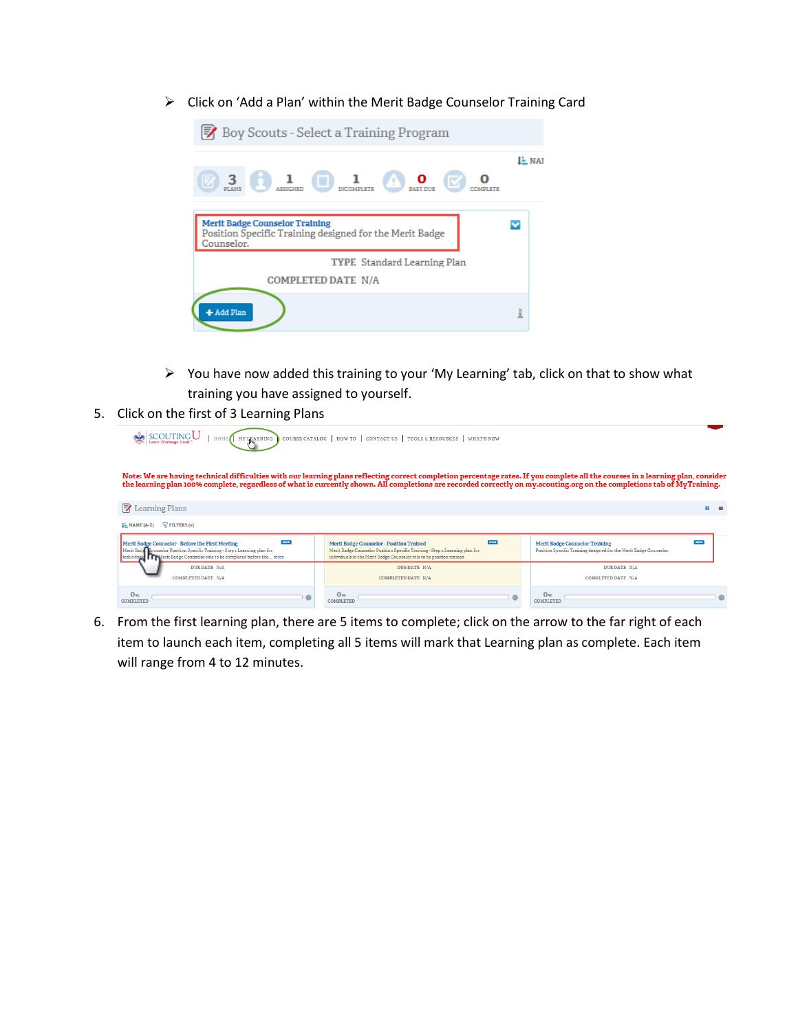- Click on 'Add a Plan' within the Merit Badge Counselor Training Card

- You have now added this training to your 'My Learning' tab, click on that to show what training you have assigned to yourself.

5. Click on the first of 3 Learning Plans

6. From the first learning plan, there are 5 items to complete; click on the arrow to the far right of each item to launch each item, completing all 5 items will mark that Learning plan as complete. Each item will range from 4 to 12 minutes.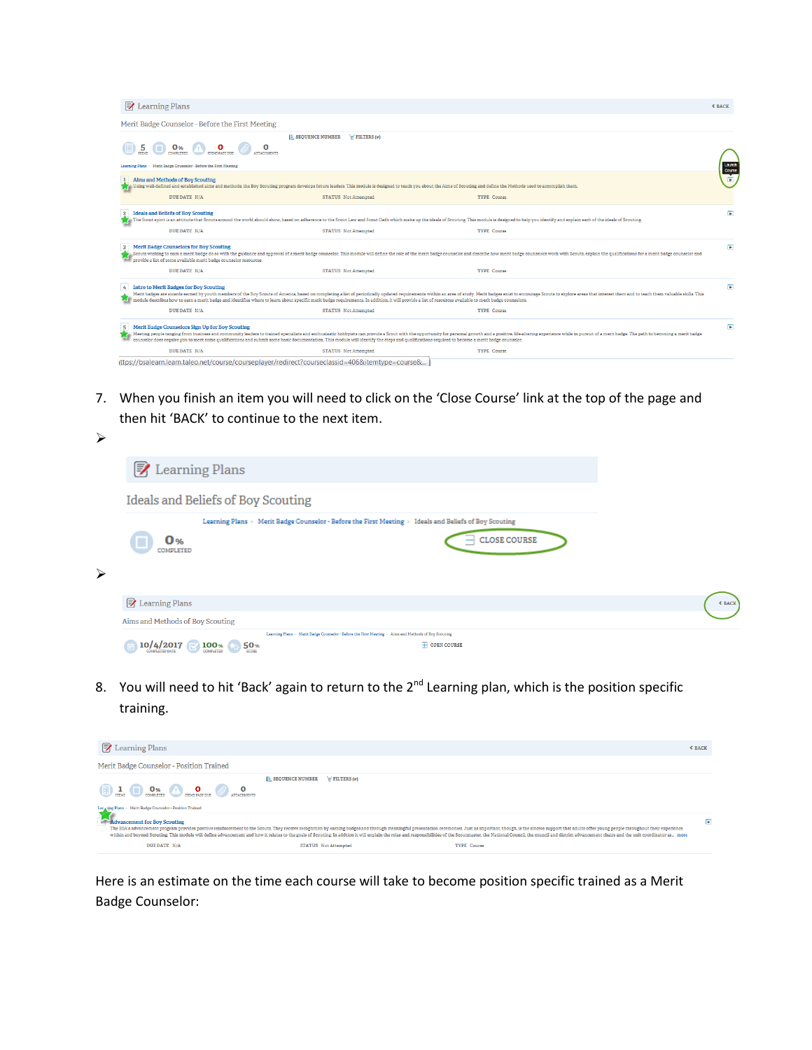Learning Plans

Merit Badge Counselor - Before the First Meeting

SEQUENCE NUMBER FILTERS (0)

5 ITEMS 0% COMPLETED 0 ITEMS PAST DUE 0 ATTACHMENTS

Learning Plans > Merit Badge Counselor - Before the First Meeting

1. **Aims and Methods of Boy Scouting**
   Using well-defined and established aims and methods the Boy Scouting program develops future leaders. This module is designed to teach you about the Aims of Scouting and define the Methods used to accomplish them.
   DUE DATE N/A STATUS Not Attempted TYPE Course

2. **Ideals and Beliefs of Boy Scouting**
   The Scout spirit is an attitude that Scouts around the world should show, based on adherence to the Scout Law and Scout Oath which make up the ideals of Scouting. This module is designed to help you identify and explain each of the ideals of Scouting.
   DUE DATE N/A STATUS Not Attempted TYPE Course

3. **Merit Badge Counselors for Boy Scouting**
   Scouts wishing to earn a merit badge do so with the guidance and approval of a merit badge counselor. This module will define the role of the merit badge counselor and describe how merit badge counselors work with Scouts, explain the qualifications for a merit badge counselor and provide a list of some available merit badge counselor resources.
   DUE DATE N/A STATUS Not Attempted TYPE Course

4. **Intro to Merit Badges for Boy Scouting**
   Merit badges are awards earned by youth members of the Boy Scouts of America, based on completing a list of periodically updated requirements within an area of study. Merit badges exist to encourage Scouts to explore areas that interest them and to teach them valuable skills. This module describes how to earn a merit badge and identifies where to learn about specific merit badge requirements. In addition, it will provide a list of resources available to merit badge counselors.
   DUE DATE N/A STATUS Not Attempted TYPE Course

5. **Merit Badge Counselors Sign Up for Boy Scouting**
   Meeting people ranging from business and community leaders to trained specialists and enthusiastic hobbyists can provide a Scout with the opportunity for personal growth and a positive, life-altering experience while in pursuit of a merit badge. The path to becoming a merit badge counselor does require you to meet some qualifications and submit some basic documentation. This module will identify the steps and qualifications required to become a merit badge counselor.
   DUE DATE N/A STATUS Not Attempted TYPE Course

https://bsalearn.learn.taleo.net/course/courseplayer/redirect?courseclassid=406&itemtype=course&...

7. When you finish an item you will need to click on the 'Close Course' link at the top of the page and then hit 'BACK' to continue to the next item.

➢

Learning Plans

Ideals and Beliefs of Boy Scouting

Learning Plans > Merit Badge Counselor - Before the First Meeting > Ideals and Beliefs of Boy Scouting

0% COMPLETED CLOSE COURSE

➢

Learning Plans BACK

Aims and Methods of Boy Scouting

Learning Plans > Merit Badge Counselor - Before the First Meeting > Aims and Methods of Boy Scouting

10/4/2017 COMPLETED DATE 100% COMPLETED 50% SCORE OPEN COURSE

8. You will need to hit 'Back' again to return to the 2nd Learning plan, which is the position specific training.

Learning Plans BACK

Merit Badge Counselor - Position Trained

SEQUENCE NUMBER FILTERS (0)

1 ITEMS 0% COMPLETED 0 ITEMS PAST DUE 0 ATTACHMENTS

Learning Plans > Merit Badge Counselor - Position Trained

**Advancement for Boy Scouting**
The BSA's advancement program provides positive reinforcement to the Scouts. They receive recognition by earning badges and through meaningful presentation ceremonies. Just as important, though, is the sincere support that adults offer young people throughout their experience within and beyond Scouting. This module will define advancement and how it relates to the goals of Scouting. In addition it will explain the roles and responsibilities of the Scoutmaster, the National Council, the council and district advancement chairs and the unit coordinator as... more
DUE DATE N/A STATUS Not Attempted TYPE Course

Here is an estimate on the time each course will take to become position specific trained as a Merit Badge Counselor: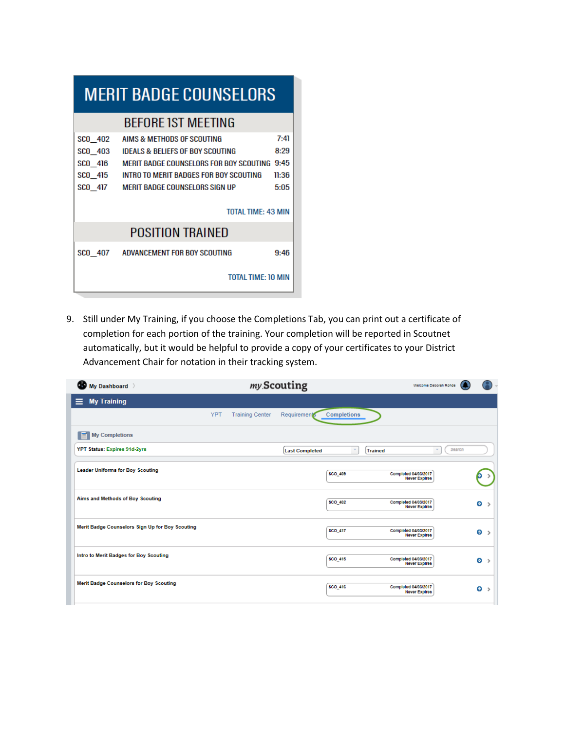# MERIT BADGE COUNSELORS

## BEFORE 1ST MEETING

| | | |
|---|---|---|
| SCO_402 | AIMS & METHODS OF SCOUTING | 7:41 |
| SCO_403 | IDEALS & BELIEFS OF BOY SCOUTING | 8:29 |
| SCO_416 | MERIT BADGE COUNSELORS FOR BOY SCOUTING | 9:45 |
| SCO_415 | INTRO TO MERIT BADGES FOR BOY SCOUTING | 11:36 |
| SCO_417 | MERIT BADGE COUNSELORS SIGN UP | 5:05 |

TOTAL TIME: 43 MIN

## POSITION TRAINED

| | | |
|---|---|---|
| SCO_407 | ADVANCEMENT FOR BOY SCOUTING | 9:46 |

TOTAL TIME: 10 MIN

9. Still under My Training, if you choose the Completions Tab, you can print out a certificate of completion for each portion of the training. Your completion will be reported in Scoutnet automatically, but it would be helpful to provide a copy of your certificates to your District Advancement Chair for notation in their tracking system.

My Dashboard | my Scouting | Welcome Deborah Rohde

My Training

YPT | Training Center | Requirements | Completions

My Completions

YPT Status: Expires 91d-2yrs | Last Completed | Trained | Search

| | | |
|---|---|---|
| Leader Uniforms for Boy Scouting | SCO_409 | Completed 04/03/2017 Never Expires |
| Aims and Methods of Boy Scouting | SCO_402 | Completed 04/03/2017 Never Expires |
| Merit Badge Counselors Sign Up for Boy Scouting | SCO_417 | Completed 04/03/2017 Never Expires |
| Intro to Merit Badges for Boy Scouting | SCO_415 | Completed 04/03/2017 Never Expires |
| Merit Badge Counselors for Boy Scouting | SCO_416 | Completed 04/03/2017 Never Expires |